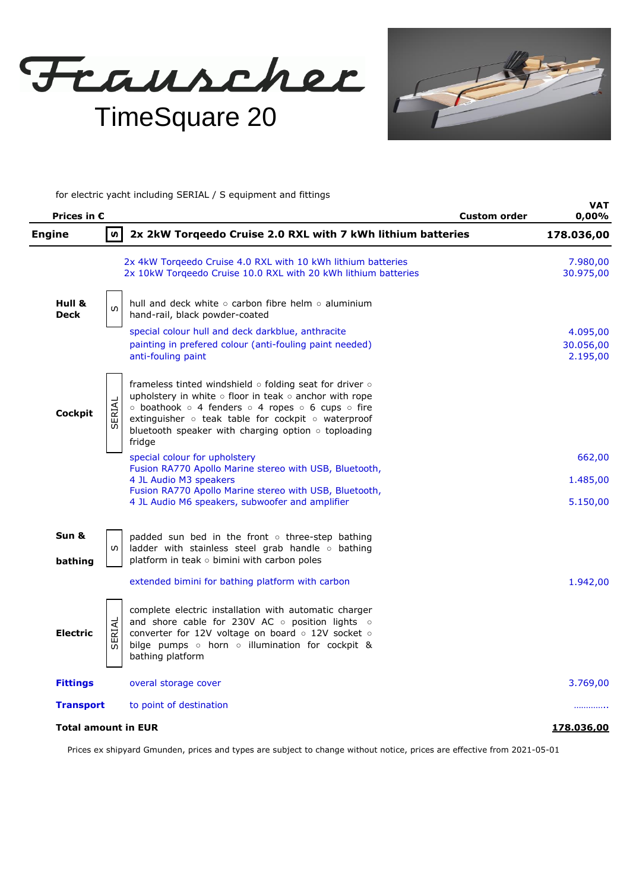# Frauscher

## TimeSquare 20

for electric yacht including SERIAL / S equipment and fittings

| Prices in € | | Custom order | VAT 0,00% |
|---|---|---|---|
| **Engine** | S | **2x 2kW Torqeedo Cruise 2.0 RXL with 7 kWh lithium batteries** | **178.036,00** |
| | | 2x 4kW Torqeedo Cruise 4.0 RXL with 10 kWh lithium batteries | 7.980,00 |
| | | 2x 10kW Torqeedo Cruise 10.0 RXL with 20 kWh lithium batteries | 30.975,00 |
| **Hull & Deck** | S | hull and deck white ◦ carbon fibre helm ◦ aluminium hand-rail, black powder-coated | |
| | | special colour hull and deck darkblue, anthracite | 4.095,00 |
| | | painting in prefered colour (anti-fouling paint needed) | 30.056,00 |
| | | anti-fouling paint | 2.195,00 |
| **Cockpit** | SERIAL | frameless tinted windshield ◦ folding seat for driver ◦ upholstery in white ◦ floor in teak ◦ anchor with rope ◦ boathook ◦ 4 fenders ◦ 4 ropes ◦ 6 cups ◦ fire extinguisher ◦ teak table for cockpit ◦ waterproof bluetooth speaker with charging option ◦ toploading fridge | |
| | | special colour for upholstery | 662,00 |
| | | Fusion RA770 Apollo Marine stereo with USB, Bluetooth, 4 JL Audio M3 speakers | 1.485,00 |
| | | Fusion RA770 Apollo Marine stereo with USB, Bluetooth, 4 JL Audio M6 speakers, subwoofer and amplifier | 5.150,00 |
| **Sun & bathing** | S | padded sun bed in the front ◦ three-step bathing ladder with stainless steel grab handle ◦ bathing platform in teak ◦ bimini with carbon poles | |
| | | extended bimini for bathing platform with carbon | 1.942,00 |
| **Electric** | SERIAL | complete electric installation with automatic charger and shore cable for 230V AC ◦ position lights ◦ converter for 12V voltage on board ◦ 12V socket ◦ bilge pumps ◦ horn ◦ illumination for cockpit & bathing platform | |
| **Fittings** | | overal storage cover | 3.769,00 |
| **Transport** | | to point of destination | ………….. |
| **Total amount in EUR** | | | **178.036,00** |

Prices ex shipyard Gmunden, prices and types are subject to change without notice, prices are effective from 2021-05-01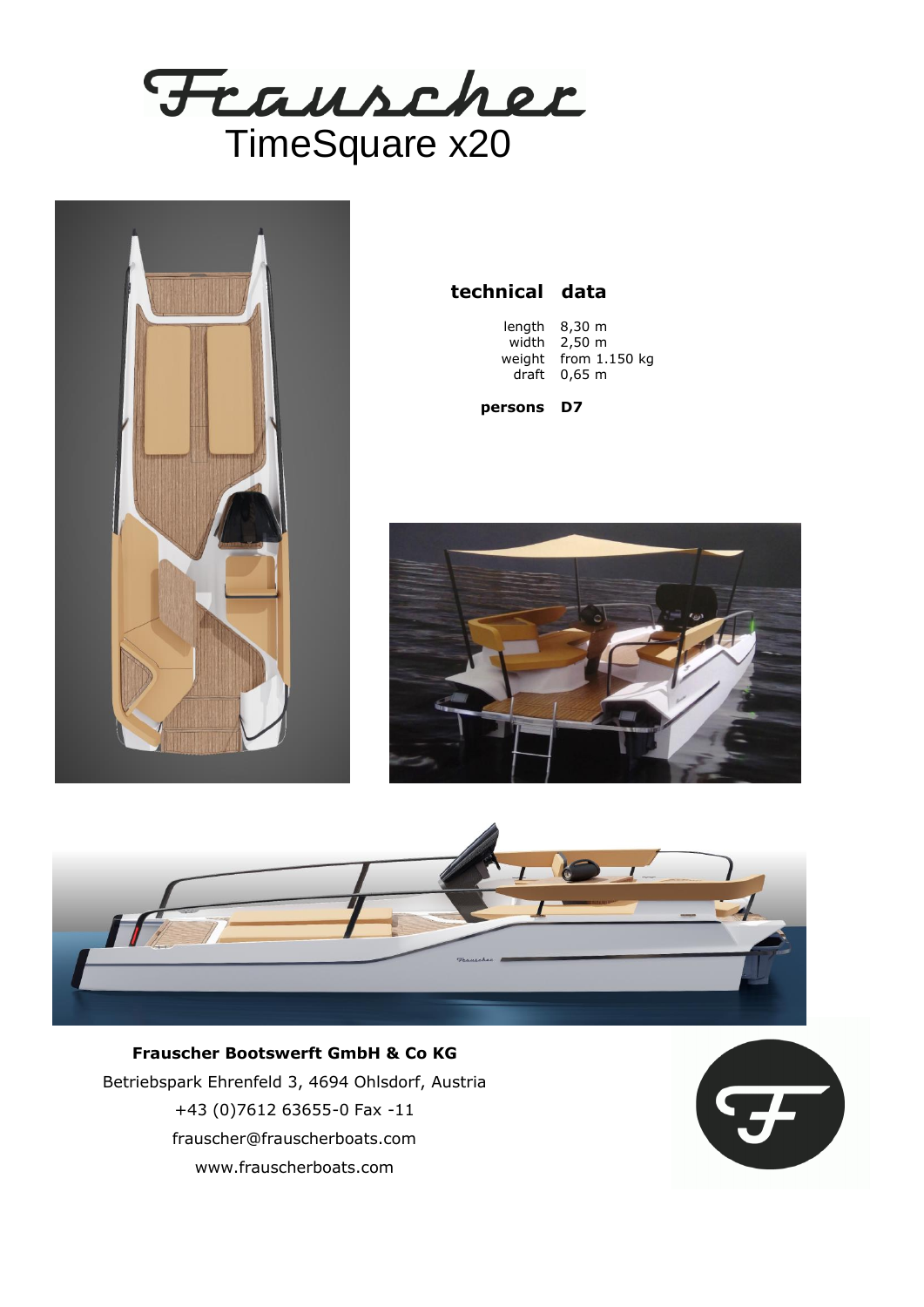# Frauscher

## TimeSquare x20

### technical data

| | |
|---|---|
| length | 8,30 m |
| width | 2,50 m |
| weight | from 1.150 kg |
| draft | 0,65 m |
| **persons** | **D7** |

**Frauscher Bootswerft GmbH & Co KG**

Betriebspark Ehrenfeld 3, 4694 Ohlsdorf, Austria

+43 (0)7612 63655-0 Fax -11

frauscher@frauscherboats.com

www.frauscherboats.com